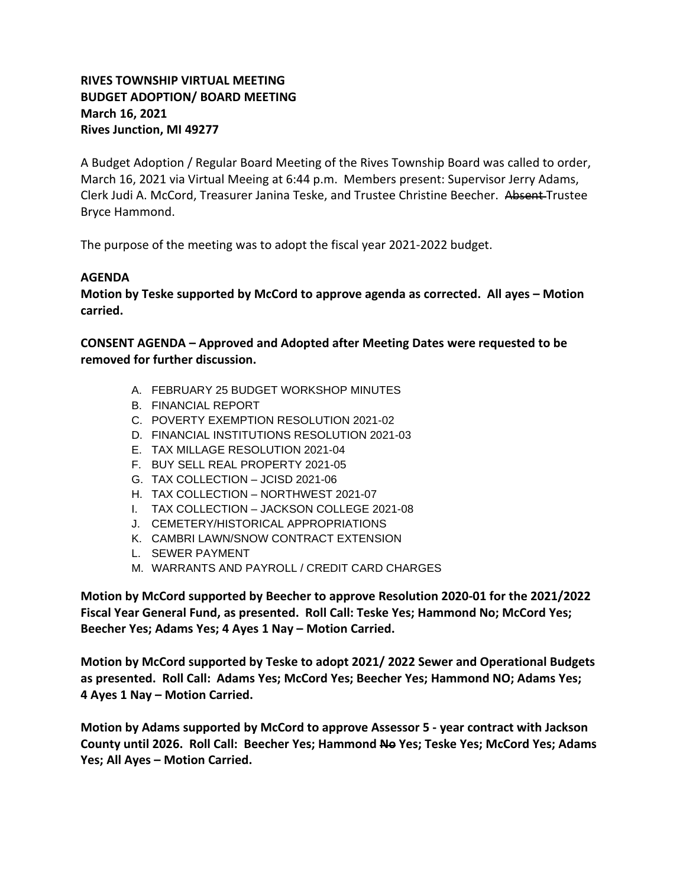**RIVES TOWNSHIP VIRTUAL MEETING**
**BUDGET ADOPTION/ BOARD MEETING**
**March 16, 2021**
**Rives Junction, MI 49277**

A Budget Adoption / Regular Board Meeting of the Rives Township Board was called to order, March 16, 2021 via Virtual Meeing at 6:44 p.m. Members present: Supervisor Jerry Adams, Clerk Judi A. McCord, Treasurer Janina Teske, and Trustee Christine Beecher. ~~Absent~~ Trustee Bryce Hammond.

The purpose of the meeting was to adopt the fiscal year 2021-2022 budget.

**AGENDA**

**Motion by Teske supported by McCord to approve agenda as corrected. All ayes – Motion carried.**

**CONSENT AGENDA – Approved and Adopted after Meeting Dates were requested to be removed for further discussion.**

A. FEBRUARY 25 BUDGET WORKSHOP MINUTES
B. FINANCIAL REPORT
C. POVERTY EXEMPTION RESOLUTION 2021-02
D. FINANCIAL INSTITUTIONS RESOLUTION 2021-03
E. TAX MILLAGE RESOLUTION 2021-04
F. BUY SELL REAL PROPERTY 2021-05
G. TAX COLLECTION – JCISD 2021-06
H. TAX COLLECTION – NORTHWEST 2021-07
I. TAX COLLECTION – JACKSON COLLEGE 2021-08
J. CEMETERY/HISTORICAL APPROPRIATIONS
K. CAMBRI LAWN/SNOW CONTRACT EXTENSION
L. SEWER PAYMENT
M. WARRANTS AND PAYROLL / CREDIT CARD CHARGES

**Motion by McCord supported by Beecher to approve Resolution 2020-01 for the 2021/2022 Fiscal Year General Fund, as presented. Roll Call: Teske Yes; Hammond No; McCord Yes; Beecher Yes; Adams Yes; 4 Ayes 1 Nay – Motion Carried.**

**Motion by McCord supported by Teske to adopt 2021/ 2022 Sewer and Operational Budgets as presented. Roll Call: Adams Yes; McCord Yes; Beecher Yes; Hammond NO; Adams Yes; 4 Ayes 1 Nay – Motion Carried.**

**Motion by Adams supported by McCord to approve Assessor 5 - year contract with Jackson County until 2026. Roll Call: Beecher Yes; Hammond ~~No~~ Yes; Teske Yes; McCord Yes; Adams Yes; All Ayes – Motion Carried.**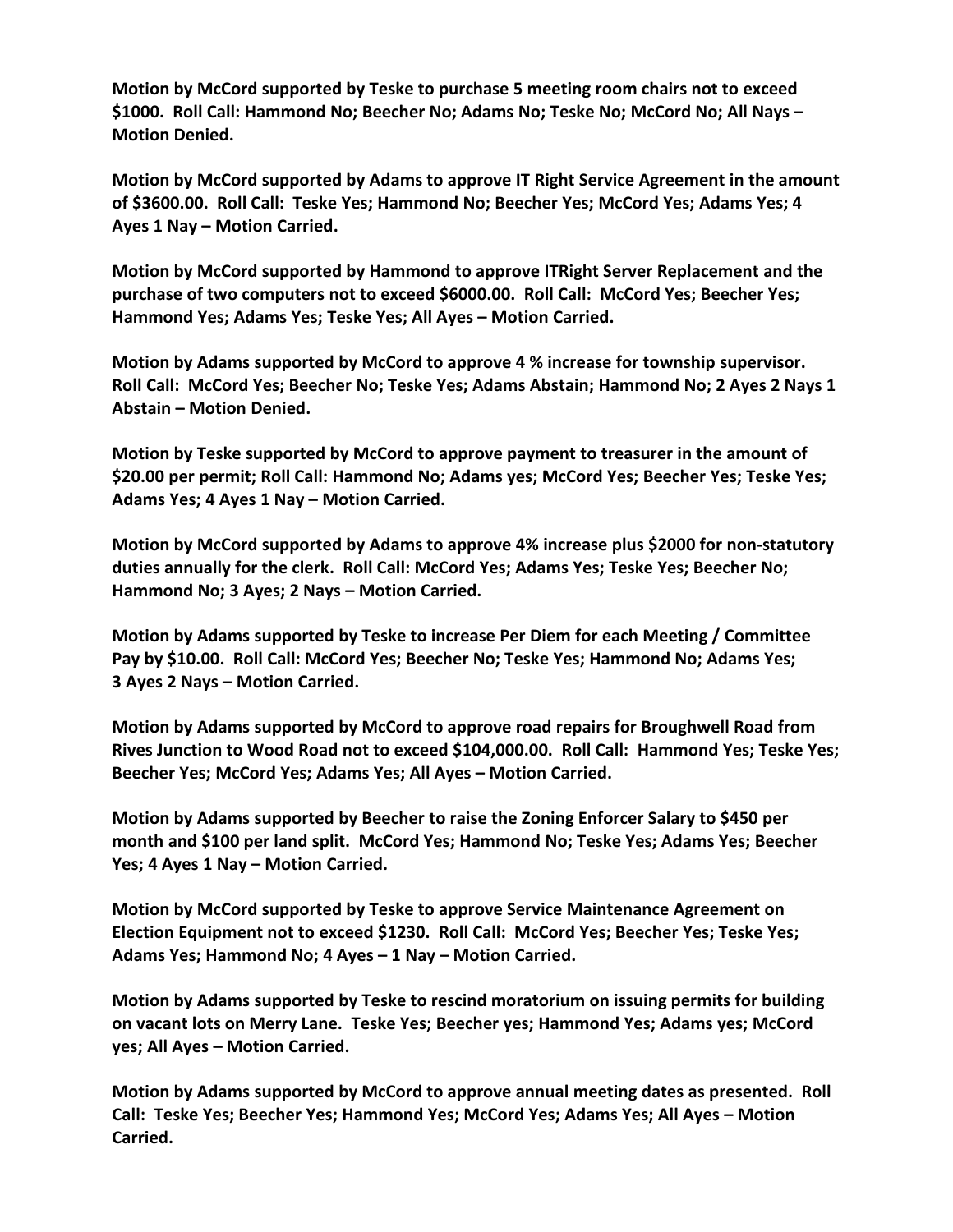**Motion by McCord supported by Teske to purchase 5 meeting room chairs not to exceed $1000. Roll Call: Hammond No; Beecher No; Adams No; Teske No; McCord No; All Nays – Motion Denied.**

**Motion by McCord supported by Adams to approve IT Right Service Agreement in the amount of $3600.00. Roll Call: Teske Yes; Hammond No; Beecher Yes; McCord Yes; Adams Yes; 4 Ayes 1 Nay – Motion Carried.**

**Motion by McCord supported by Hammond to approve ITRight Server Replacement and the purchase of two computers not to exceed $6000.00. Roll Call: McCord Yes; Beecher Yes; Hammond Yes; Adams Yes; Teske Yes; All Ayes – Motion Carried.**

**Motion by Adams supported by McCord to approve 4 % increase for township supervisor. Roll Call: McCord Yes; Beecher No; Teske Yes; Adams Abstain; Hammond No; 2 Ayes 2 Nays 1 Abstain – Motion Denied.**

**Motion by Teske supported by McCord to approve payment to treasurer in the amount of $20.00 per permit; Roll Call: Hammond No; Adams yes; McCord Yes; Beecher Yes; Teske Yes; Adams Yes; 4 Ayes 1 Nay – Motion Carried.**

**Motion by McCord supported by Adams to approve 4% increase plus $2000 for non-statutory duties annually for the clerk. Roll Call: McCord Yes; Adams Yes; Teske Yes; Beecher No; Hammond No; 3 Ayes; 2 Nays – Motion Carried.**

**Motion by Adams supported by Teske to increase Per Diem for each Meeting / Committee Pay by $10.00. Roll Call: McCord Yes; Beecher No; Teske Yes; Hammond No; Adams Yes; 3 Ayes 2 Nays – Motion Carried.**

**Motion by Adams supported by McCord to approve road repairs for Broughwell Road from Rives Junction to Wood Road not to exceed $104,000.00. Roll Call: Hammond Yes; Teske Yes; Beecher Yes; McCord Yes; Adams Yes; All Ayes – Motion Carried.**

**Motion by Adams supported by Beecher to raise the Zoning Enforcer Salary to $450 per month and $100 per land split. McCord Yes; Hammond No; Teske Yes; Adams Yes; Beecher Yes; 4 Ayes 1 Nay – Motion Carried.**

**Motion by McCord supported by Teske to approve Service Maintenance Agreement on Election Equipment not to exceed $1230. Roll Call: McCord Yes; Beecher Yes; Teske Yes; Adams Yes; Hammond No; 4 Ayes – 1 Nay – Motion Carried.**

**Motion by Adams supported by Teske to rescind moratorium on issuing permits for building on vacant lots on Merry Lane. Teske Yes; Beecher yes; Hammond Yes; Adams yes; McCord yes; All Ayes – Motion Carried.**

**Motion by Adams supported by McCord to approve annual meeting dates as presented. Roll Call: Teske Yes; Beecher Yes; Hammond Yes; McCord Yes; Adams Yes; All Ayes – Motion Carried.**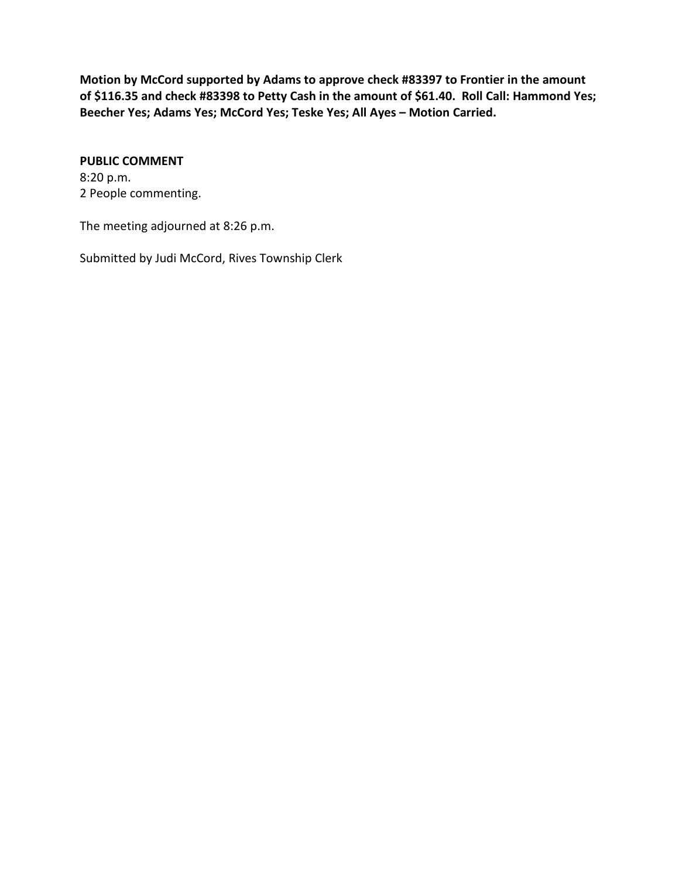**Motion by McCord supported by Adams to approve check #83397 to Frontier in the amount of $116.35 and check #83398 to Petty Cash in the amount of $61.40. Roll Call: Hammond Yes; Beecher Yes; Adams Yes; McCord Yes; Teske Yes; All Ayes – Motion Carried.**

**PUBLIC COMMENT**
8:20 p.m.
2 People commenting.

The meeting adjourned at 8:26 p.m.

Submitted by Judi McCord, Rives Township Clerk